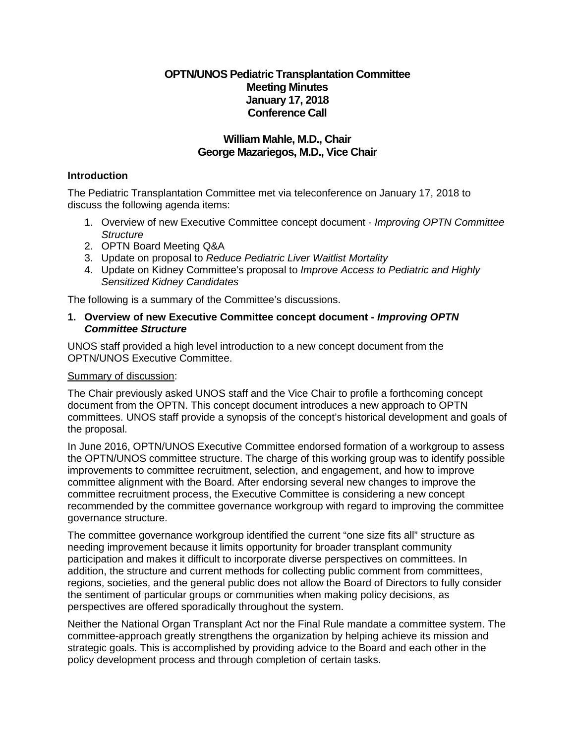# OPTN/UNOS Pediatric Transplantation Committee
## Meeting Minutes
## January 17, 2018
## Conference Call

### William Mahle, M.D., Chair
### George Mazariegos, M.D., Vice Chair

**Introduction**

The Pediatric Transplantation Committee met via teleconference on January 17, 2018 to discuss the following agenda items:

1. Overview of new Executive Committee concept document - *Improving OPTN Committee Structure*
2. OPTN Board Meeting Q&A
3. Update on proposal to *Reduce Pediatric Liver Waitlist Mortality*
4. Update on Kidney Committee's proposal to *Improve Access to Pediatric and Highly Sensitized Kidney Candidates*

The following is a summary of the Committee's discussions.

**1. Overview of new Executive Committee concept document - *Improving OPTN Committee Structure***

UNOS staff provided a high level introduction to a new concept document from the OPTN/UNOS Executive Committee.

<u>Summary of discussion</u>:

The Chair previously asked UNOS staff and the Vice Chair to profile a forthcoming concept document from the OPTN. This concept document introduces a new approach to OPTN committees. UNOS staff provide a synopsis of the concept's historical development and goals of the proposal.

In June 2016, OPTN/UNOS Executive Committee endorsed formation of a workgroup to assess the OPTN/UNOS committee structure. The charge of this working group was to identify possible improvements to committee recruitment, selection, and engagement, and how to improve committee alignment with the Board. After endorsing several new changes to improve the committee recruitment process, the Executive Committee is considering a new concept recommended by the committee governance workgroup with regard to improving the committee governance structure.

The committee governance workgroup identified the current "one size fits all" structure as needing improvement because it limits opportunity for broader transplant community participation and makes it difficult to incorporate diverse perspectives on committees. In addition, the structure and current methods for collecting public comment from committees, regions, societies, and the general public does not allow the Board of Directors to fully consider the sentiment of particular groups or communities when making policy decisions, as perspectives are offered sporadically throughout the system.

Neither the National Organ Transplant Act nor the Final Rule mandate a committee system. The committee-approach greatly strengthens the organization by helping achieve its mission and strategic goals. This is accomplished by providing advice to the Board and each other in the policy development process and through completion of certain tasks.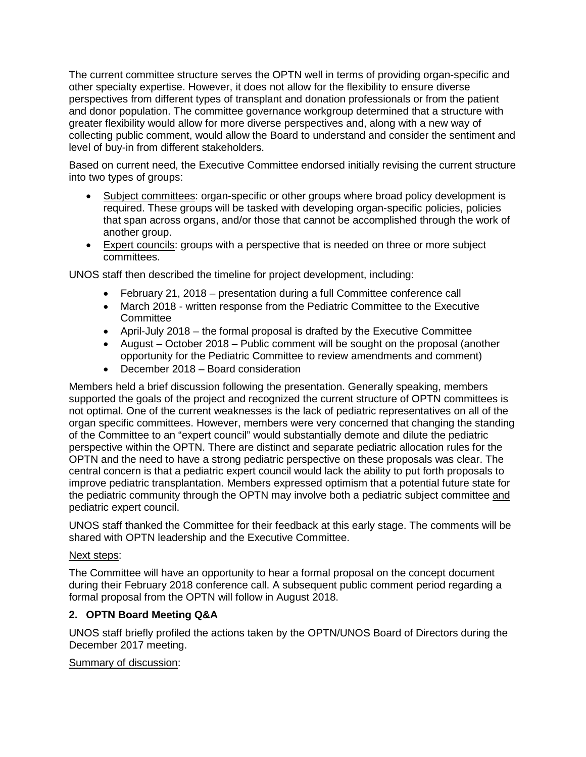The current committee structure serves the OPTN well in terms of providing organ-specific and other specialty expertise. However, it does not allow for the flexibility to ensure diverse perspectives from different types of transplant and donation professionals or from the patient and donor population. The committee governance workgroup determined that a structure with greater flexibility would allow for more diverse perspectives and, along with a new way of collecting public comment, would allow the Board to understand and consider the sentiment and level of buy-in from different stakeholders.

Based on current need, the Executive Committee endorsed initially revising the current structure into two types of groups:

- Subject committees: organ-specific or other groups where broad policy development is required. These groups will be tasked with developing organ-specific policies, policies that span across organs, and/or those that cannot be accomplished through the work of another group.
- Expert councils: groups with a perspective that is needed on three or more subject committees.

UNOS staff then described the timeline for project development, including:

- February 21, 2018 – presentation during a full Committee conference call
- March 2018 - written response from the Pediatric Committee to the Executive Committee
- April-July 2018 – the formal proposal is drafted by the Executive Committee
- August – October 2018 – Public comment will be sought on the proposal (another opportunity for the Pediatric Committee to review amendments and comment)
- December 2018 – Board consideration

Members held a brief discussion following the presentation. Generally speaking, members supported the goals of the project and recognized the current structure of OPTN committees is not optimal. One of the current weaknesses is the lack of pediatric representatives on all of the organ specific committees. However, members were very concerned that changing the standing of the Committee to an "expert council" would substantially demote and dilute the pediatric perspective within the OPTN. There are distinct and separate pediatric allocation rules for the OPTN and the need to have a strong pediatric perspective on these proposals was clear. The central concern is that a pediatric expert council would lack the ability to put forth proposals to improve pediatric transplantation. Members expressed optimism that a potential future state for the pediatric community through the OPTN may involve both a pediatric subject committee and pediatric expert council.

UNOS staff thanked the Committee for their feedback at this early stage. The comments will be shared with OPTN leadership and the Executive Committee.

Next steps:

The Committee will have an opportunity to hear a formal proposal on the concept document during their February 2018 conference call. A subsequent public comment period regarding a formal proposal from the OPTN will follow in August 2018.

## 2. OPTN Board Meeting Q&A

UNOS staff briefly profiled the actions taken by the OPTN/UNOS Board of Directors during the December 2017 meeting.

Summary of discussion: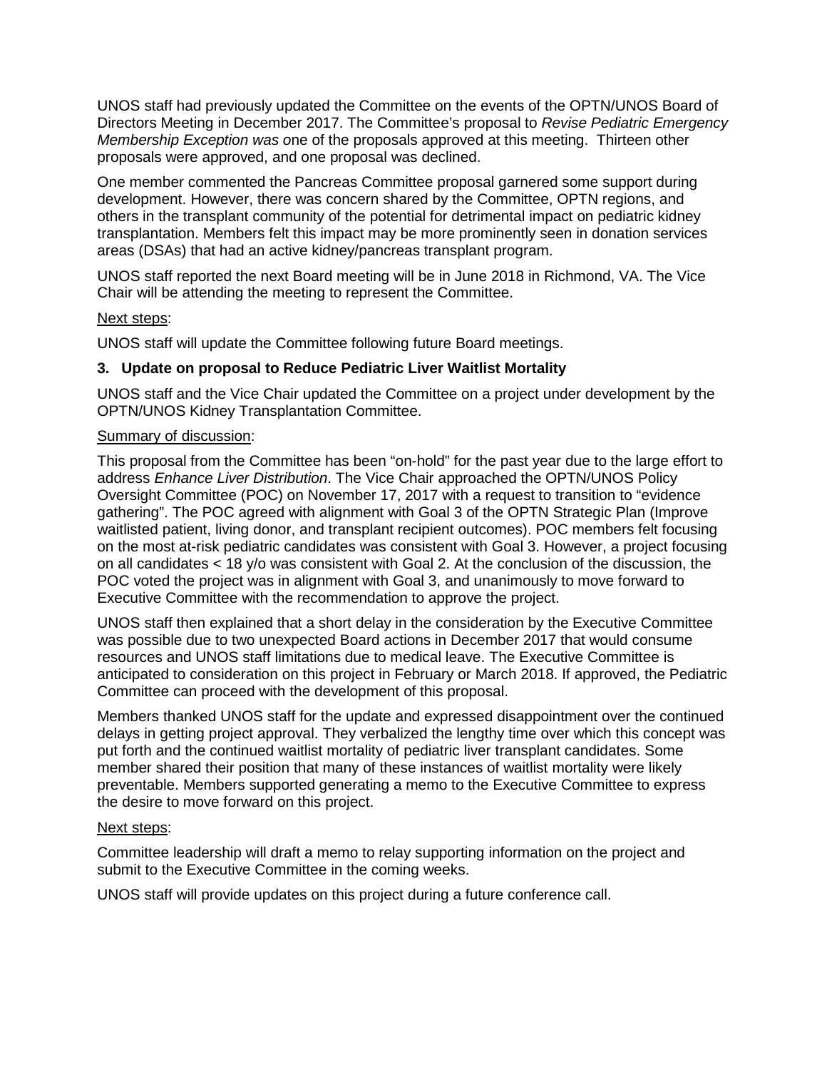UNOS staff had previously updated the Committee on the events of the OPTN/UNOS Board of Directors Meeting in December 2017. The Committee's proposal to *Revise Pediatric Emergency Membership Exception was o*ne of the proposals approved at this meeting. Thirteen other proposals were approved, and one proposal was declined.

One member commented the Pancreas Committee proposal garnered some support during development. However, there was concern shared by the Committee, OPTN regions, and others in the transplant community of the potential for detrimental impact on pediatric kidney transplantation. Members felt this impact may be more prominently seen in donation services areas (DSAs) that had an active kidney/pancreas transplant program.

UNOS staff reported the next Board meeting will be in June 2018 in Richmond, VA. The Vice Chair will be attending the meeting to represent the Committee.

Next steps:

UNOS staff will update the Committee following future Board meetings.

### 3. Update on proposal to Reduce Pediatric Liver Waitlist Mortality

UNOS staff and the Vice Chair updated the Committee on a project under development by the OPTN/UNOS Kidney Transplantation Committee.

Summary of discussion:

This proposal from the Committee has been "on-hold" for the past year due to the large effort to address *Enhance Liver Distribution*. The Vice Chair approached the OPTN/UNOS Policy Oversight Committee (POC) on November 17, 2017 with a request to transition to "evidence gathering". The POC agreed with alignment with Goal 3 of the OPTN Strategic Plan (Improve waitlisted patient, living donor, and transplant recipient outcomes). POC members felt focusing on the most at-risk pediatric candidates was consistent with Goal 3. However, a project focusing on all candidates < 18 y/o was consistent with Goal 2. At the conclusion of the discussion, the POC voted the project was in alignment with Goal 3, and unanimously to move forward to Executive Committee with the recommendation to approve the project.

UNOS staff then explained that a short delay in the consideration by the Executive Committee was possible due to two unexpected Board actions in December 2017 that would consume resources and UNOS staff limitations due to medical leave. The Executive Committee is anticipated to consideration on this project in February or March 2018. If approved, the Pediatric Committee can proceed with the development of this proposal.

Members thanked UNOS staff for the update and expressed disappointment over the continued delays in getting project approval. They verbalized the lengthy time over which this concept was put forth and the continued waitlist mortality of pediatric liver transplant candidates. Some member shared their position that many of these instances of waitlist mortality were likely preventable. Members supported generating a memo to the Executive Committee to express the desire to move forward on this project.

Next steps:

Committee leadership will draft a memo to relay supporting information on the project and submit to the Executive Committee in the coming weeks.

UNOS staff will provide updates on this project during a future conference call.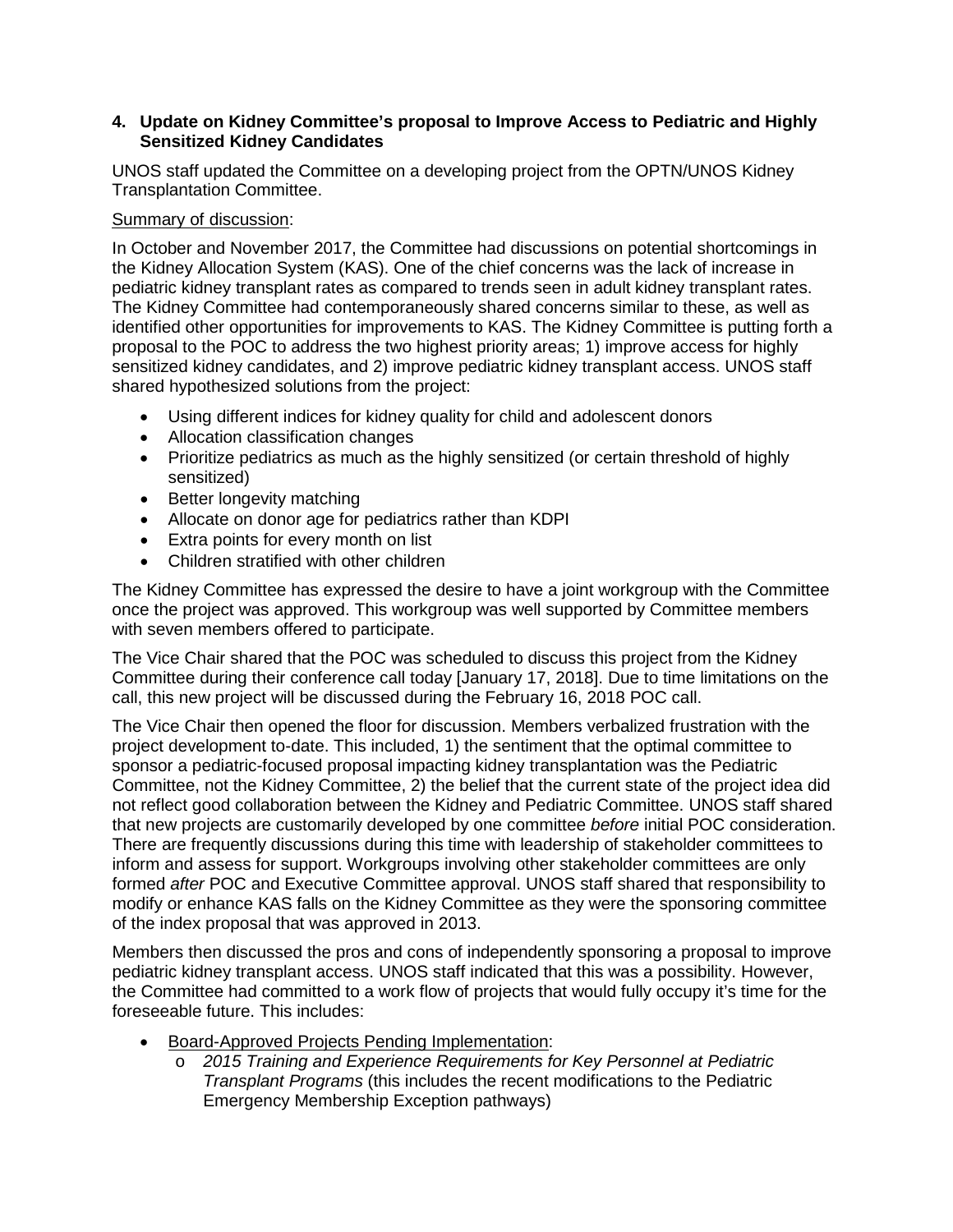### 4. Update on Kidney Committee's proposal to Improve Access to Pediatric and Highly Sensitized Kidney Candidates

UNOS staff updated the Committee on a developing project from the OPTN/UNOS Kidney Transplantation Committee.

Summary of discussion:

In October and November 2017, the Committee had discussions on potential shortcomings in the Kidney Allocation System (KAS). One of the chief concerns was the lack of increase in pediatric kidney transplant rates as compared to trends seen in adult kidney transplant rates. The Kidney Committee had contemporaneously shared concerns similar to these, as well as identified other opportunities for improvements to KAS. The Kidney Committee is putting forth a proposal to the POC to address the two highest priority areas; 1) improve access for highly sensitized kidney candidates, and 2) improve pediatric kidney transplant access. UNOS staff shared hypothesized solutions from the project:

- Using different indices for kidney quality for child and adolescent donors
- Allocation classification changes
- Prioritize pediatrics as much as the highly sensitized (or certain threshold of highly sensitized)
- Better longevity matching
- Allocate on donor age for pediatrics rather than KDPI
- Extra points for every month on list
- Children stratified with other children

The Kidney Committee has expressed the desire to have a joint workgroup with the Committee once the project was approved. This workgroup was well supported by Committee members with seven members offered to participate.

The Vice Chair shared that the POC was scheduled to discuss this project from the Kidney Committee during their conference call today [January 17, 2018]. Due to time limitations on the call, this new project will be discussed during the February 16, 2018 POC call.

The Vice Chair then opened the floor for discussion. Members verbalized frustration with the project development to-date. This included, 1) the sentiment that the optimal committee to sponsor a pediatric-focused proposal impacting kidney transplantation was the Pediatric Committee, not the Kidney Committee, 2) the belief that the current state of the project idea did not reflect good collaboration between the Kidney and Pediatric Committee. UNOS staff shared that new projects are customarily developed by one committee *before* initial POC consideration. There are frequently discussions during this time with leadership of stakeholder committees to inform and assess for support. Workgroups involving other stakeholder committees are only formed *after* POC and Executive Committee approval. UNOS staff shared that responsibility to modify or enhance KAS falls on the Kidney Committee as they were the sponsoring committee of the index proposal that was approved in 2013.

Members then discussed the pros and cons of independently sponsoring a proposal to improve pediatric kidney transplant access. UNOS staff indicated that this was a possibility. However, the Committee had committed to a work flow of projects that would fully occupy it's time for the foreseeable future. This includes:

- Board-Approved Projects Pending Implementation:
  - *2015 Training and Experience Requirements for Key Personnel at Pediatric Transplant Programs* (this includes the recent modifications to the Pediatric Emergency Membership Exception pathways)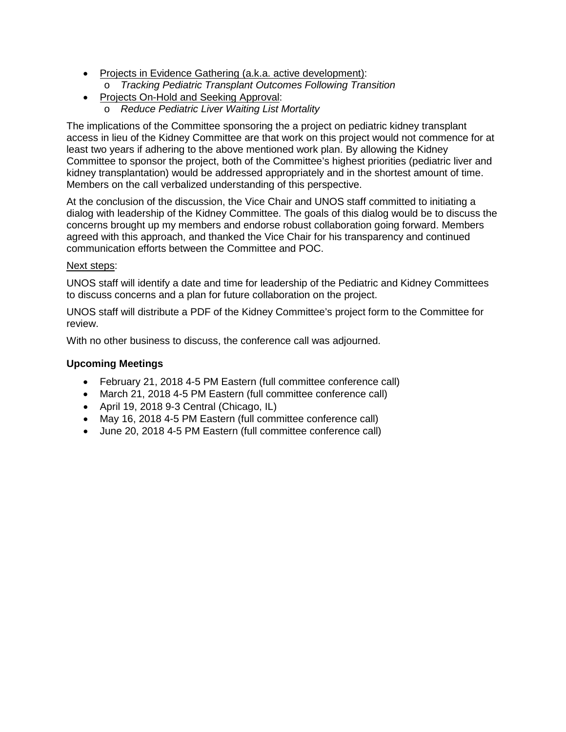- Projects in Evidence Gathering (a.k.a. active development):
    - *Tracking Pediatric Transplant Outcomes Following Transition*
- Projects On-Hold and Seeking Approval:
    - *Reduce Pediatric Liver Waiting List Mortality*

The implications of the Committee sponsoring the a project on pediatric kidney transplant access in lieu of the Kidney Committee are that work on this project would not commence for at least two years if adhering to the above mentioned work plan. By allowing the Kidney Committee to sponsor the project, both of the Committee's highest priorities (pediatric liver and kidney transplantation) would be addressed appropriately and in the shortest amount of time. Members on the call verbalized understanding of this perspective.

At the conclusion of the discussion, the Vice Chair and UNOS staff committed to initiating a dialog with leadership of the Kidney Committee. The goals of this dialog would be to discuss the concerns brought up my members and endorse robust collaboration going forward. Members agreed with this approach, and thanked the Vice Chair for his transparency and continued communication efforts between the Committee and POC.

Next steps:

UNOS staff will identify a date and time for leadership of the Pediatric and Kidney Committees to discuss concerns and a plan for future collaboration on the project.

UNOS staff will distribute a PDF of the Kidney Committee's project form to the Committee for review.

With no other business to discuss, the conference call was adjourned.

**Upcoming Meetings**

- February 21, 2018 4-5 PM Eastern (full committee conference call)
- March 21, 2018 4-5 PM Eastern (full committee conference call)
- April 19, 2018 9-3 Central (Chicago, IL)
- May 16, 2018 4-5 PM Eastern (full committee conference call)
- June 20, 2018 4-5 PM Eastern (full committee conference call)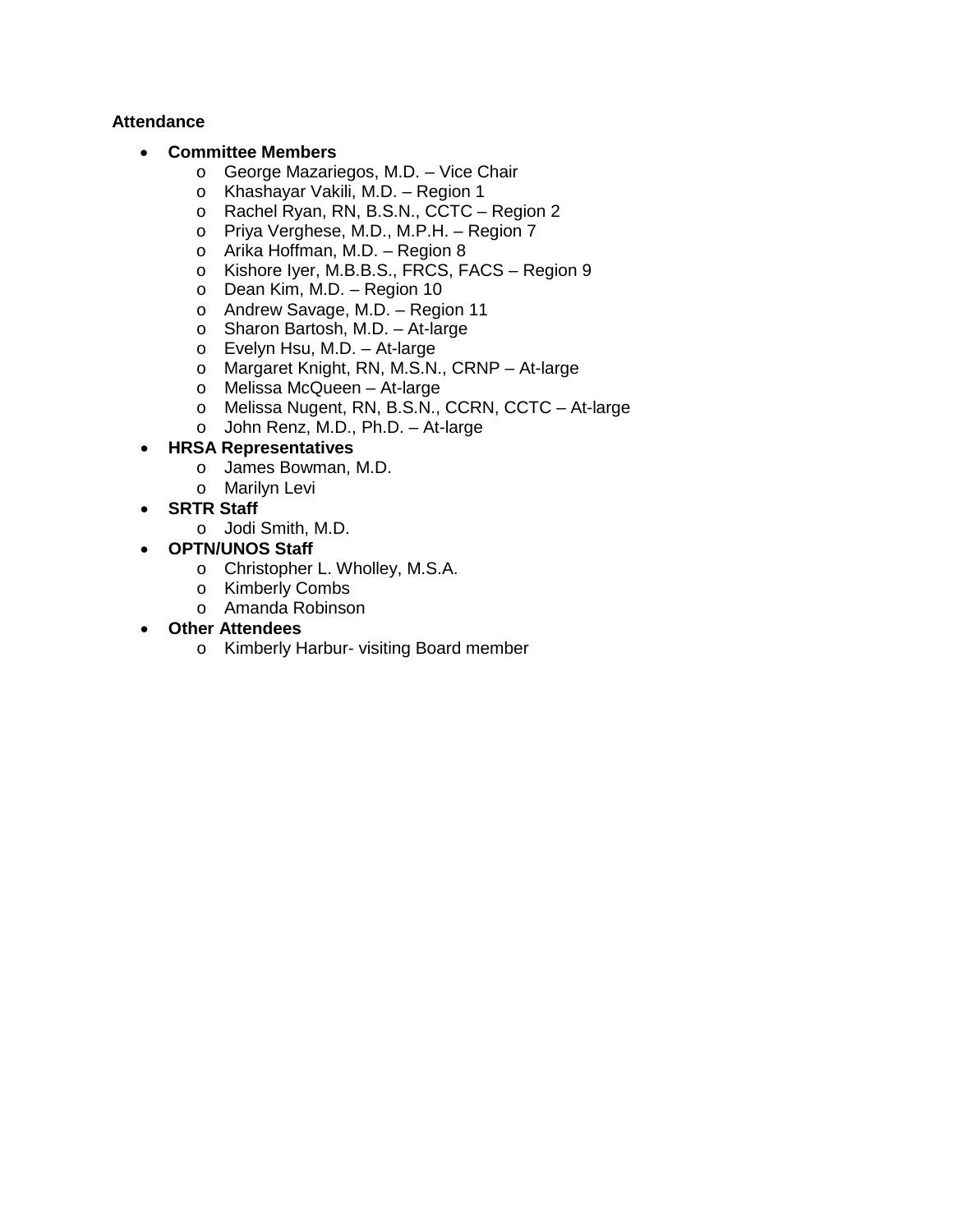**Attendance**

- **Committee Members**
    - George Mazariegos, M.D. – Vice Chair
    - Khashayar Vakili, M.D. – Region 1
    - Rachel Ryan, RN, B.S.N., CCTC – Region 2
    - Priya Verghese, M.D., M.P.H. – Region 7
    - Arika Hoffman, M.D. – Region 8
    - Kishore Iyer, M.B.B.S., FRCS, FACS – Region 9
    - Dean Kim, M.D. – Region 10
    - Andrew Savage, M.D. – Region 11
    - Sharon Bartosh, M.D. – At-large
    - Evelyn Hsu, M.D. – At-large
    - Margaret Knight, RN, M.S.N., CRNP – At-large
    - Melissa McQueen – At-large
    - Melissa Nugent, RN, B.S.N., CCRN, CCTC – At-large
    - John Renz, M.D., Ph.D. – At-large
- **HRSA Representatives**
    - James Bowman, M.D.
    - Marilyn Levi
- **SRTR Staff**
    - Jodi Smith, M.D.
- **OPTN/UNOS Staff**
    - Christopher L. Wholley, M.S.A.
    - Kimberly Combs
    - Amanda Robinson
- **Other Attendees**
    - Kimberly Harbur- visiting Board member